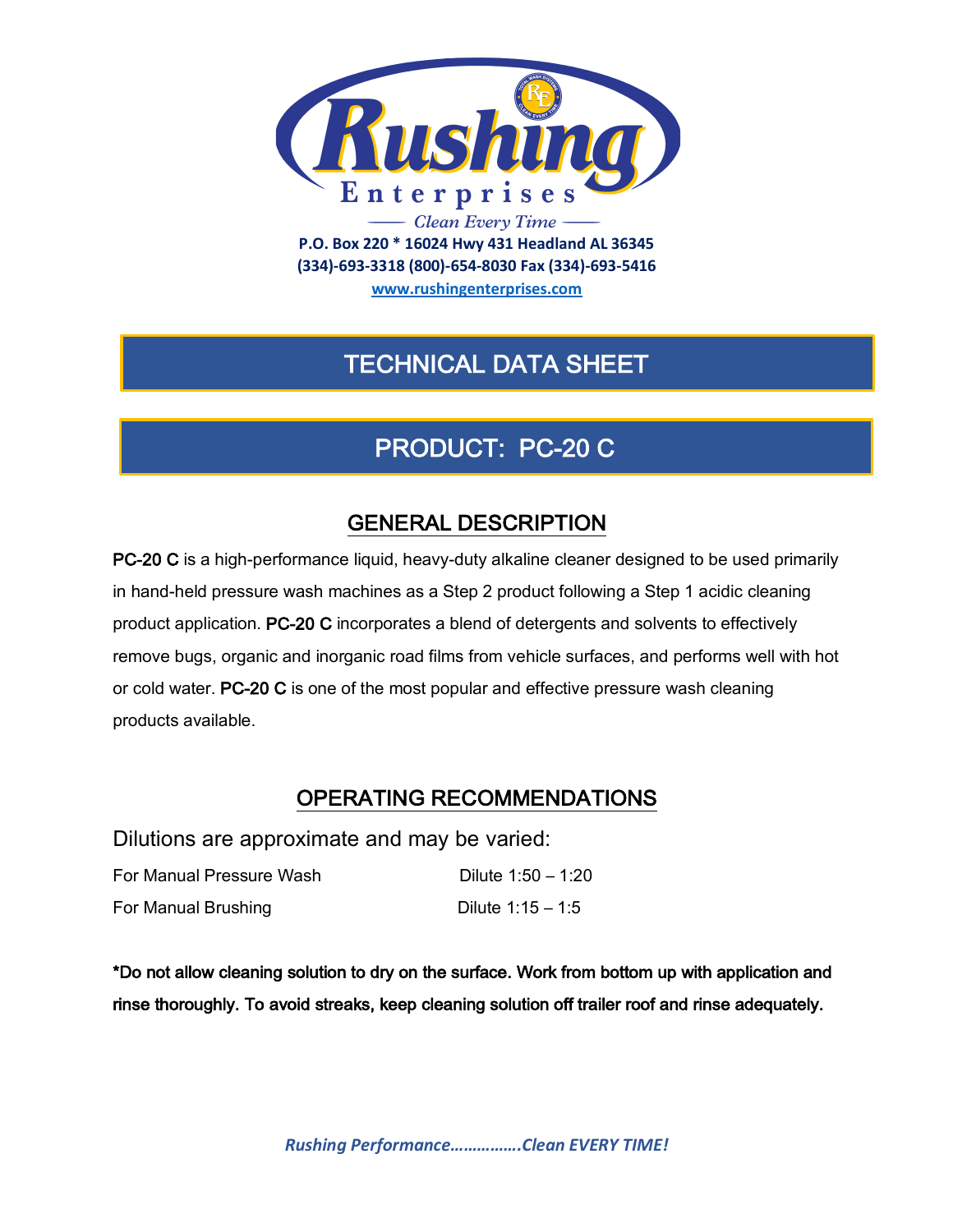# Rushing Enterprises

*Clean Every Time*

**P.O. Box 220 * 16024 Hwy 431 Headland AL 36345**
**(334)-693-3318 (800)-654-8030 Fax (334)-693-5416**
**www.rushingenterprises.com**

# TECHNICAL DATA SHEET

# PRODUCT: PC-20 C

## GENERAL DESCRIPTION

**PC-20 C** is a high-performance liquid, heavy-duty alkaline cleaner designed to be used primarily in hand-held pressure wash machines as a Step 2 product following a Step 1 acidic cleaning product application. **PC-20 C** incorporates a blend of detergents and solvents to effectively remove bugs, organic and inorganic road films from vehicle surfaces, and performs well with hot or cold water. **PC-20 C** is one of the most popular and effective pressure wash cleaning products available.

## OPERATING RECOMMENDATIONS

Dilutions are approximate and may be varied:

| | |
|---|---|
| For Manual Pressure Wash | Dilute 1:50 – 1:20 |
| For Manual Brushing | Dilute 1:15 – 1:5 |

**\*Do not allow cleaning solution to dry on the surface. Work from bottom up with application and rinse thoroughly. To avoid streaks, keep cleaning solution off trailer roof and rinse adequately.**

***Rushing Performance…………….Clean EVERY TIME!***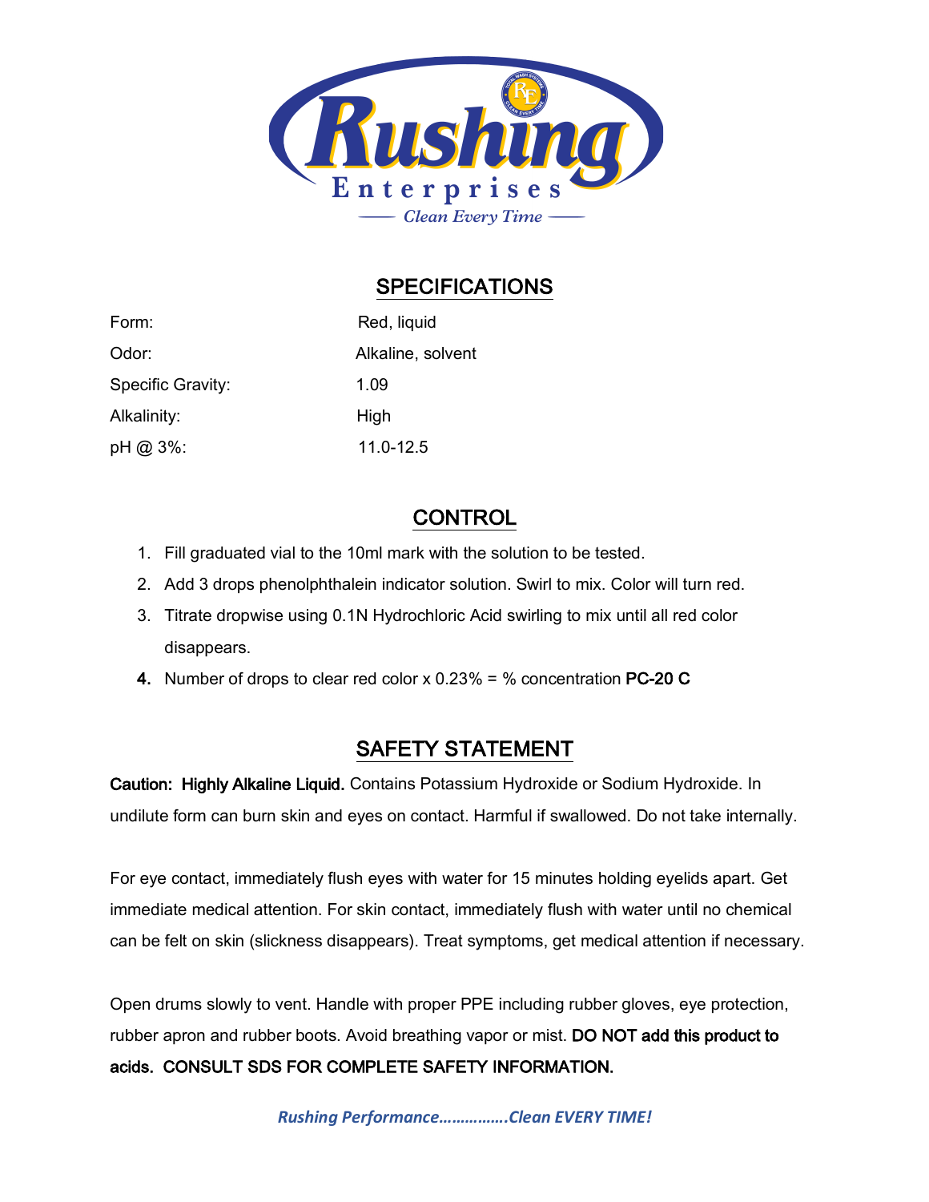Rushing Enterprises

Clean Every Time

## SPECIFICATIONS

| | |
|---|---|
| Form: | Red, liquid |
| Odor: | Alkaline, solvent |
| Specific Gravity: | 1.09 |
| Alkalinity: | High |
| pH @ 3%: | 11.0-12.5 |

## CONTROL

1. Fill graduated vial to the 10ml mark with the solution to be tested.
2. Add 3 drops phenolphthalein indicator solution. Swirl to mix. Color will turn red.
3. Titrate dropwise using 0.1N Hydrochloric Acid swirling to mix until all red color disappears.
4. Number of drops to clear red color x 0.23% = % concentration **PC-20 C**

## SAFETY STATEMENT

**Caution: Highly Alkaline Liquid.** Contains Potassium Hydroxide or Sodium Hydroxide. In undilute form can burn skin and eyes on contact. Harmful if swallowed. Do not take internally.

For eye contact, immediately flush eyes with water for 15 minutes holding eyelids apart. Get immediate medical attention. For skin contact, immediately flush with water until no chemical can be felt on skin (slickness disappears). Treat symptoms, get medical attention if necessary.

Open drums slowly to vent. Handle with proper PPE including rubber gloves, eye protection, rubber apron and rubber boots. Avoid breathing vapor or mist. **DO NOT add this product to acids. CONSULT SDS FOR COMPLETE SAFETY INFORMATION.**

***Rushing Performance…………….Clean EVERY TIME!***